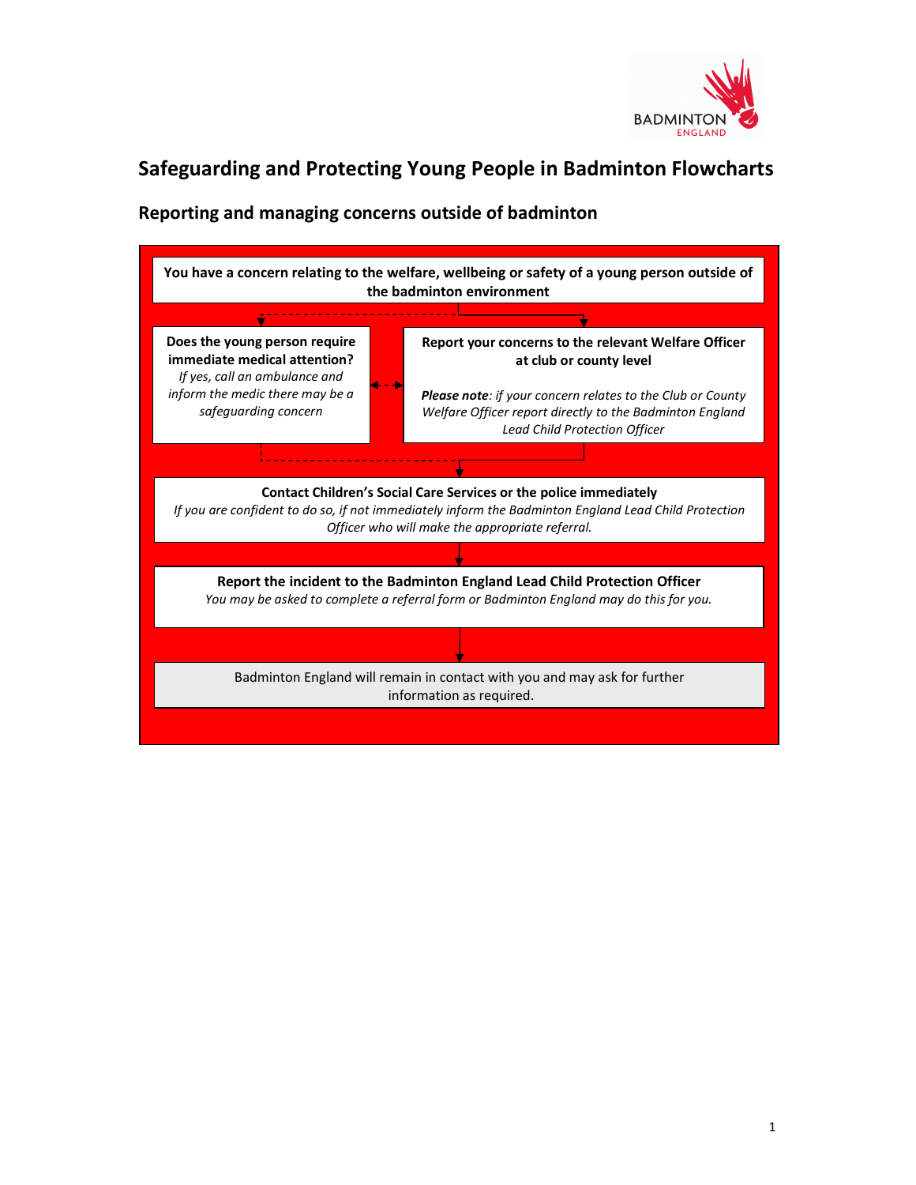# Safeguarding and Protecting Young People in Badminton Flowcharts

## Reporting and managing concerns outside of badminton

**You have a concern relating to the welfare, wellbeing or safety of a young person outside of the badminton environment**

**Does the young person require immediate medical attention?**
*If yes, call an ambulance and inform the medic there may be a safeguarding concern*

**Report your concerns to the relevant Welfare Officer at club or county level**

***Please note****: if your concern relates to the Club or County Welfare Officer report directly to the Badminton England Lead Child Protection Officer*

**Contact Children's Social Care Services or the police immediately**
*If you are confident to do so, if not immediately inform the Badminton England Lead Child Protection Officer who will make the appropriate referral.*

**Report the incident to the Badminton England Lead Child Protection Officer**
*You may be asked to complete a referral form or Badminton England may do this for you.*

Badminton England will remain in contact with you and may ask for further information as required.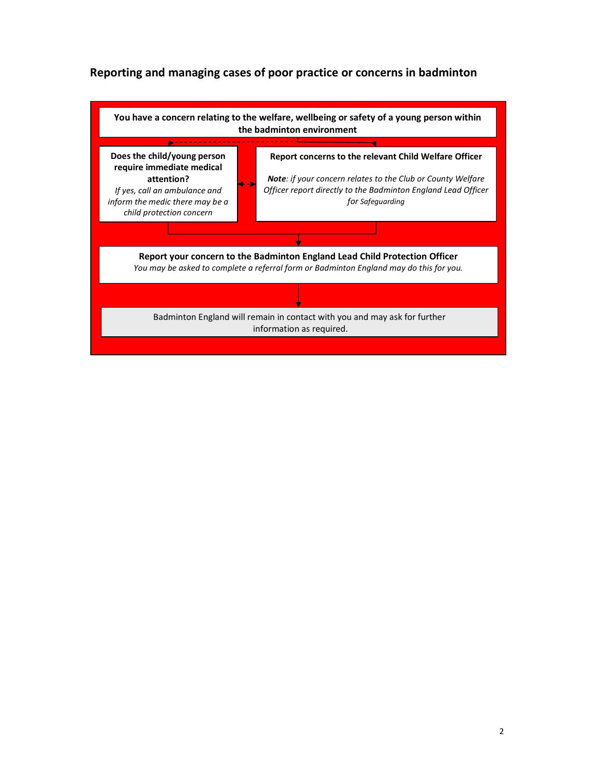## Reporting and managing cases of poor practice or concerns in badminton

**You have a concern relating to the welfare, wellbeing or safety of a young person within the badminton environment**

**Does the child/young person require immediate medical attention?**
*If yes, call an ambulance and inform the medic there may be a child protection concern*

**Report concerns to the relevant Child Welfare Officer**

***Note****: if your concern relates to the Club or County Welfare Officer report directly to the Badminton England Lead Officer for Safeguarding*

**Report your concern to the Badminton England Lead Child Protection Officer**
*You may be asked to complete a referral form or Badminton England may do this for you.*

Badminton England will remain in contact with you and may ask for further information as required.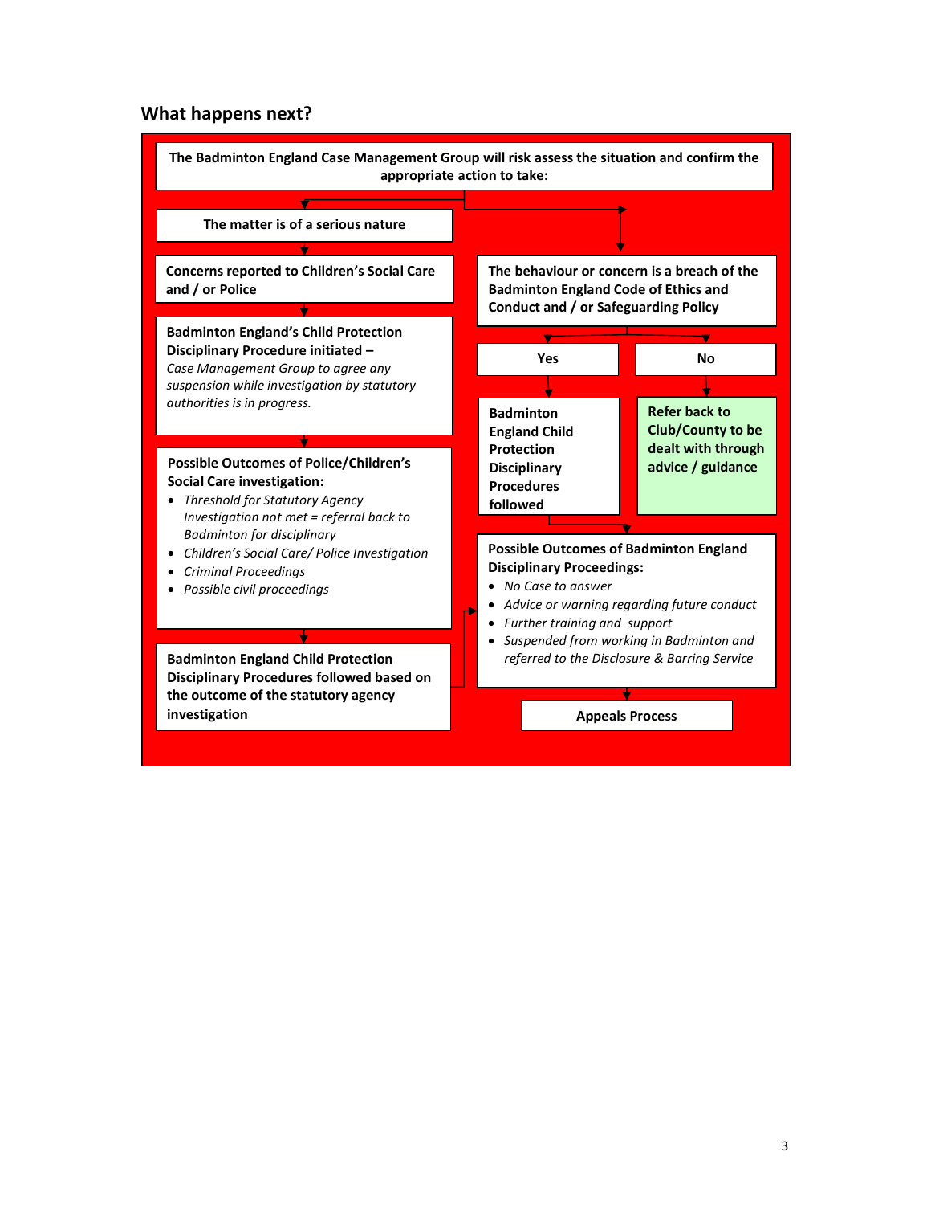## What happens next?

**The Badminton England Case Management Group will risk assess the situation and confirm the appropriate action to take:**

**The matter is of a serious nature**

**Concerns reported to Children's Social Care and / or Police**

**Badminton England's Child Protection Disciplinary Procedure initiated –**
*Case Management Group to agree any suspension while investigation by statutory authorities is in progress.*

**Possible Outcomes of Police/Children's Social Care investigation:**

- *Threshold for Statutory Agency Investigation not met = referral back to Badminton for disciplinary*
- *Children's Social Care/ Police Investigation*
- *Criminal Proceedings*
- *Possible civil proceedings*

**Badminton England Child Protection Disciplinary Procedures followed based on the outcome of the statutory agency investigation**

**The behaviour or concern is a breach of the Badminton England Code of Ethics and Conduct and / or Safeguarding Policy**

**Yes**

**Badminton England Child Protection Disciplinary Procedures followed**

**No**

**Refer back to Club/County to be dealt with through advice / guidance**

**Possible Outcomes of Badminton England Disciplinary Proceedings:**

- *No Case to answer*
- *Advice or warning regarding future conduct*
- *Further training and support*
- *Suspended from working in Badminton and referred to the Disclosure & Barring Service*

**Appeals Process**